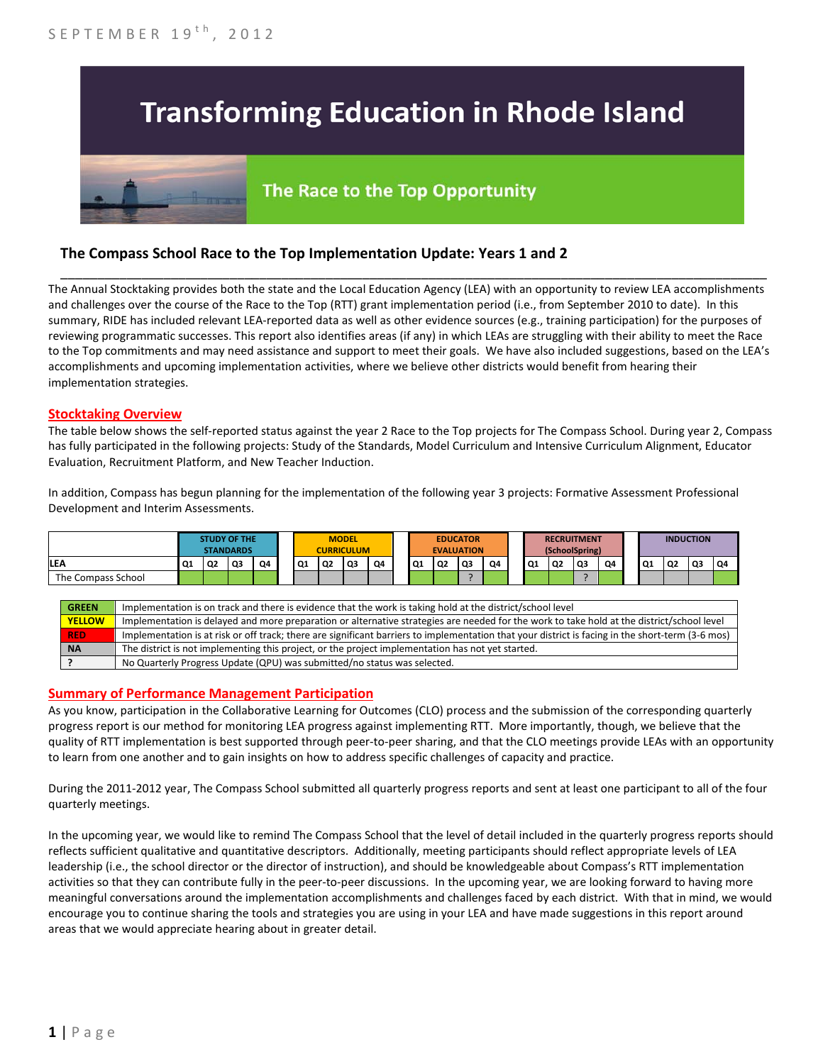SEPTEMBER 19th, 2012

# Transforming Education in Rhode Island

## The Race to the Top Opportunity

### The Compass School Race to the Top Implementation Update: Years 1 and 2

The Annual Stocktaking provides both the state and the Local Education Agency (LEA) with an opportunity to review LEA accomplishments and challenges over the course of the Race to the Top (RTT) grant implementation period (i.e., from September 2010 to date). In this summary, RIDE has included relevant LEA-reported data as well as other evidence sources (e.g., training participation) for the purposes of reviewing programmatic successes. This report also identifies areas (if any) in which LEAs are struggling with their ability to meet the Race to the Top commitments and may need assistance and support to meet their goals. We have also included suggestions, based on the LEA's accomplishments and upcoming implementation activities, where we believe other districts would benefit from hearing their implementation strategies.

#### Stocktaking Overview

The table below shows the self-reported status against the year 2 Race to the Top projects for The Compass School. During year 2, Compass has fully participated in the following projects: Study of the Standards, Model Curriculum and Intensive Curriculum Alignment, Educator Evaluation, Recruitment Platform, and New Teacher Induction.

In addition, Compass has begun planning for the implementation of the following year 3 projects: Formative Assessment Professional Development and Interim Assessments.

| | STUDY OF THE STANDARDS | | | | MODEL CURRICULUM | | | | EDUCATOR EVALUATION | | | | RECRUITMENT (SchoolSpring) | | | | INDUCTION | | | |
|---|---|---|---|---|---|---|---|---|---|---|---|---|---|---|---|---|---|---|---|---|
| LEA | Q1 | Q2 | Q3 | Q4 | Q1 | Q2 | Q3 | Q4 | Q1 | Q2 | Q3 | Q4 | Q1 | Q2 | Q3 | Q4 | Q1 | Q2 | Q3 | Q4 |
| The Compass School | GREEN | GREEN | GREEN | GREEN | NA | NA | NA | NA | GREEN | GREEN | ? | GREEN | GREEN | GREEN | ? | GREEN | NA | NA | NA | GREEN |

| | |
|---|---|
| GREEN | Implementation is on track and there is evidence that the work is taking hold at the district/school level |
| YELLOW | Implementation is delayed and more preparation or alternative strategies are needed for the work to take hold at the district/school level |
| RED | Implementation is at risk or off track; there are significant barriers to implementation that your district is facing in the short-term (3-6 mos) |
| NA | The district is not implementing this project, or the project implementation has not yet started. |
| ? | No Quarterly Progress Update (QPU) was submitted/no status was selected. |

#### Summary of Performance Management Participation

As you know, participation in the Collaborative Learning for Outcomes (CLO) process and the submission of the corresponding quarterly progress report is our method for monitoring LEA progress against implementing RTT. More importantly, though, we believe that the quality of RTT implementation is best supported through peer-to-peer sharing, and that the CLO meetings provide LEAs with an opportunity to learn from one another and to gain insights on how to address specific challenges of capacity and practice.

During the 2011-2012 year, The Compass School submitted all quarterly progress reports and sent at least one participant to all of the four quarterly meetings.

In the upcoming year, we would like to remind The Compass School that the level of detail included in the quarterly progress reports should reflects sufficient qualitative and quantitative descriptors. Additionally, meeting participants should reflect appropriate levels of LEA leadership (i.e., the school director or the director of instruction), and should be knowledgeable about Compass's RTT implementation activities so that they can contribute fully in the peer-to-peer discussions. In the upcoming year, we are looking forward to having more meaningful conversations around the implementation accomplishments and challenges faced by each district. With that in mind, we would encourage you to continue sharing the tools and strategies you are using in your LEA and have made suggestions in this report around areas that we would appreciate hearing about in greater detail.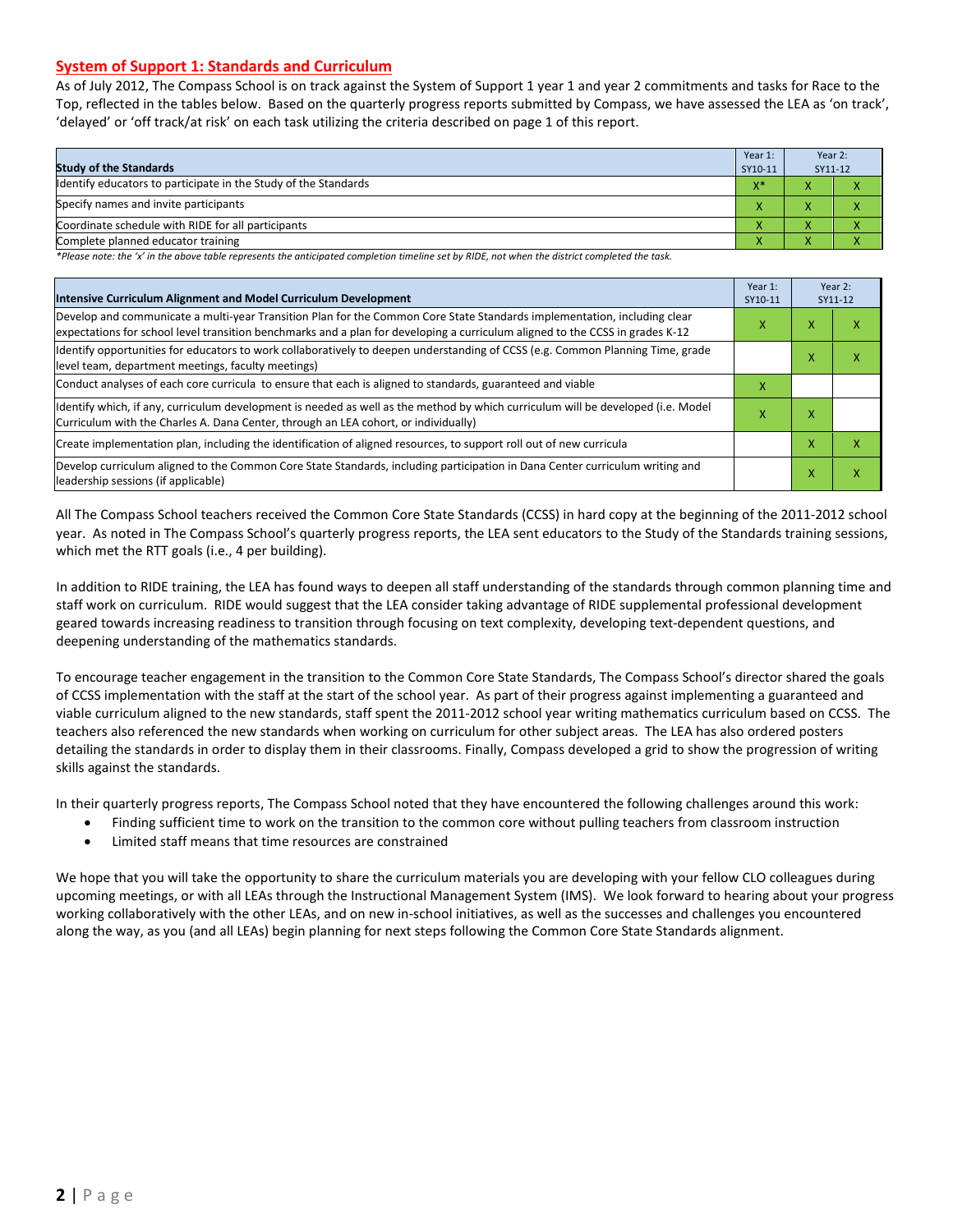## System of Support 1: Standards and Curriculum

As of July 2012, The Compass School is on track against the System of Support 1 year 1 and year 2 commitments and tasks for Race to the Top, reflected in the tables below. Based on the quarterly progress reports submitted by Compass, we have assessed the LEA as 'on track', 'delayed' or 'off track/at risk' on each task utilizing the criteria described on page 1 of this report.

| Study of the Standards | Year 1: SY10-11 | Year 2: SY11-12 | |
|---|---|---|---|
| Identify educators to participate in the Study of the Standards | X* | X | X |
| Specify names and invite participants | X | X | X |
| Coordinate schedule with RIDE for all participants | X | X | X |
| Complete planned educator training | X | X | X |

*Please note: the 'x' in the above table represents the anticipated completion timeline set by RIDE, not when the district completed the task.*

| Intensive Curriculum Alignment and Model Curriculum Development | Year 1: SY10-11 | Year 2: SY11-12 | |
|---|---|---|---|
| Develop and communicate a multi-year Transition Plan for the Common Core State Standards implementation, including clear expectations for school level transition benchmarks and a plan for developing a curriculum aligned to the CCSS in grades K-12 | X | X | X |
| Identify opportunities for educators to work collaboratively to deepen understanding of CCSS (e.g. Common Planning Time, grade level team, department meetings, faculty meetings) | | X | X |
| Conduct analyses of each core curricula to ensure that each is aligned to standards, guaranteed and viable | X | | |
| Identify which, if any, curriculum development is needed as well as the method by which curriculum will be developed (i.e. Model Curriculum with the Charles A. Dana Center, through an LEA cohort, or individually) | X | X | |
| Create implementation plan, including the identification of aligned resources, to support roll out of new curricula | | X | X |
| Develop curriculum aligned to the Common Core State Standards, including participation in Dana Center curriculum writing and leadership sessions (if applicable) | | X | X |

All The Compass School teachers received the Common Core State Standards (CCSS) in hard copy at the beginning of the 2011-2012 school year. As noted in The Compass School's quarterly progress reports, the LEA sent educators to the Study of the Standards training sessions, which met the RTT goals (i.e., 4 per building).

In addition to RIDE training, the LEA has found ways to deepen all staff understanding of the standards through common planning time and staff work on curriculum. RIDE would suggest that the LEA consider taking advantage of RIDE supplemental professional development geared towards increasing readiness to transition through focusing on text complexity, developing text-dependent questions, and deepening understanding of the mathematics standards.

To encourage teacher engagement in the transition to the Common Core State Standards, The Compass School's director shared the goals of CCSS implementation with the staff at the start of the school year. As part of their progress against implementing a guaranteed and viable curriculum aligned to the new standards, staff spent the 2011-2012 school year writing mathematics curriculum based on CCSS. The teachers also referenced the new standards when working on curriculum for other subject areas. The LEA has also ordered posters detailing the standards in order to display them in their classrooms. Finally, Compass developed a grid to show the progression of writing skills against the standards.

In their quarterly progress reports, The Compass School noted that they have encountered the following challenges around this work:

- Finding sufficient time to work on the transition to the common core without pulling teachers from classroom instruction
- Limited staff means that time resources are constrained

We hope that you will take the opportunity to share the curriculum materials you are developing with your fellow CLO colleagues during upcoming meetings, or with all LEAs through the Instructional Management System (IMS). We look forward to hearing about your progress working collaboratively with the other LEAs, and on new in-school initiatives, as well as the successes and challenges you encountered along the way, as you (and all LEAs) begin planning for next steps following the Common Core State Standards alignment.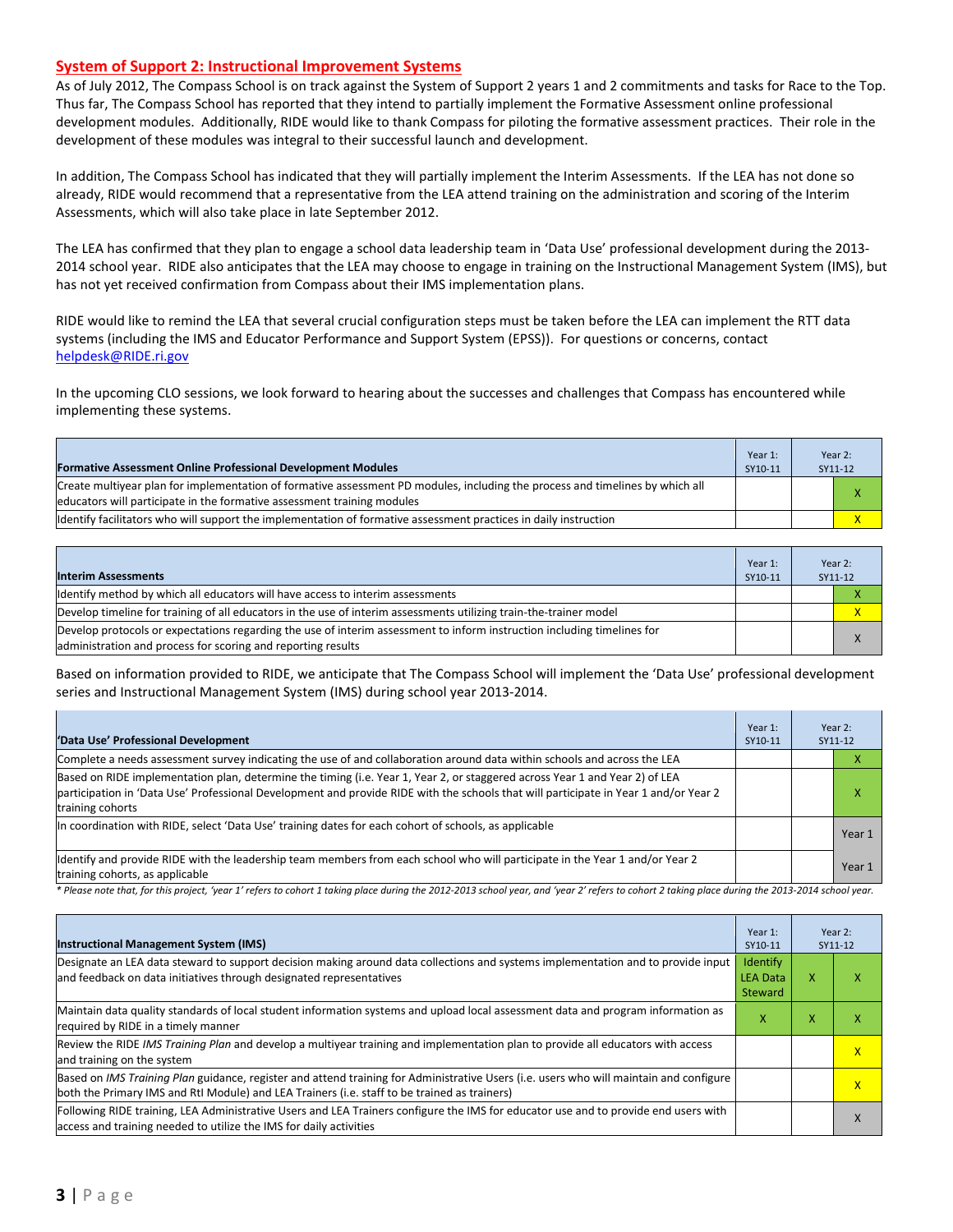## System of Support 2: Instructional Improvement Systems

As of July 2012, The Compass School is on track against the System of Support 2 years 1 and 2 commitments and tasks for Race to the Top. Thus far, The Compass School has reported that they intend to partially implement the Formative Assessment online professional development modules. Additionally, RIDE would like to thank Compass for piloting the formative assessment practices. Their role in the development of these modules was integral to their successful launch and development.

In addition, The Compass School has indicated that they will partially implement the Interim Assessments. If the LEA has not done so already, RIDE would recommend that a representative from the LEA attend training on the administration and scoring of the Interim Assessments, which will also take place in late September 2012.

The LEA has confirmed that they plan to engage a school data leadership team in 'Data Use' professional development during the 2013-2014 school year. RIDE also anticipates that the LEA may choose to engage in training on the Instructional Management System (IMS), but has not yet received confirmation from Compass about their IMS implementation plans.

RIDE would like to remind the LEA that several crucial configuration steps must be taken before the LEA can implement the RTT data systems (including the IMS and Educator Performance and Support System (EPSS)). For questions or concerns, contact helpdesk@RIDE.ri.gov

In the upcoming CLO sessions, we look forward to hearing about the successes and challenges that Compass has encountered while implementing these systems.

| Formative Assessment Online Professional Development Modules | Year 1: SY10-11 | Year 2: SY11-12 | |
|---|---|---|---|
| Create multiyear plan for implementation of formative assessment PD modules, including the process and timelines by which all educators will participate in the formative assessment training modules | | | X |
| Identify facilitators who will support the implementation of formative assessment practices in daily instruction | | | X |

| Interim Assessments | Year 1: SY10-11 | Year 2: SY11-12 | |
|---|---|---|---|
| Identify method by which all educators will have access to interim assessments | | | X |
| Develop timeline for training of all educators in the use of interim assessments utilizing train-the-trainer model | | | X |
| Develop protocols or expectations regarding the use of interim assessment to inform instruction including timelines for administration and process for scoring and reporting results | | | X |

Based on information provided to RIDE, we anticipate that The Compass School will implement the 'Data Use' professional development series and Instructional Management System (IMS) during school year 2013-2014.

| 'Data Use' Professional Development | Year 1: SY10-11 | Year 2: SY11-12 | |
|---|---|---|---|
| Complete a needs assessment survey indicating the use of and collaboration around data within schools and across the LEA | | | X |
| Based on RIDE implementation plan, determine the timing (i.e. Year 1, Year 2, or staggered across Year 1 and Year 2) of LEA participation in 'Data Use' Professional Development and provide RIDE with the schools that will participate in Year 1 and/or Year 2 training cohorts | | | X |
| In coordination with RIDE, select 'Data Use' training dates for each cohort of schools, as applicable | | | Year 1 |
| Identify and provide RIDE with the leadership team members from each school who will participate in the Year 1 and/or Year 2 training cohorts, as applicable | | | Year 1 |

*\* Please note that, for this project, 'year 1' refers to cohort 1 taking place during the 2012-2013 school year, and 'year 2' refers to cohort 2 taking place during the 2013-2014 school year.*

| Instructional Management System (IMS) | Year 1: SY10-11 | Year 2: SY11-12 | |
|---|---|---|---|
| Designate an LEA data steward to support decision making around data collections and systems implementation and to provide input and feedback on data initiatives through designated representatives | Identify LEA Data Steward | X | X |
| Maintain data quality standards of local student information systems and upload local assessment data and program information as required by RIDE in a timely manner | X | X | X |
| Review the RIDE *IMS Training Plan* and develop a multiyear training and implementation plan to provide all educators with access and training on the system | | | X |
| Based on *IMS Training Plan* guidance, register and attend training for Administrative Users (i.e. users who will maintain and configure both the Primary IMS and RtI Module) and LEA Trainers (i.e. staff to be trained as trainers) | | | X |
| Following RIDE training, LEA Administrative Users and LEA Trainers configure the IMS for educator use and to provide end users with access and training needed to utilize the IMS for daily activities | | | X |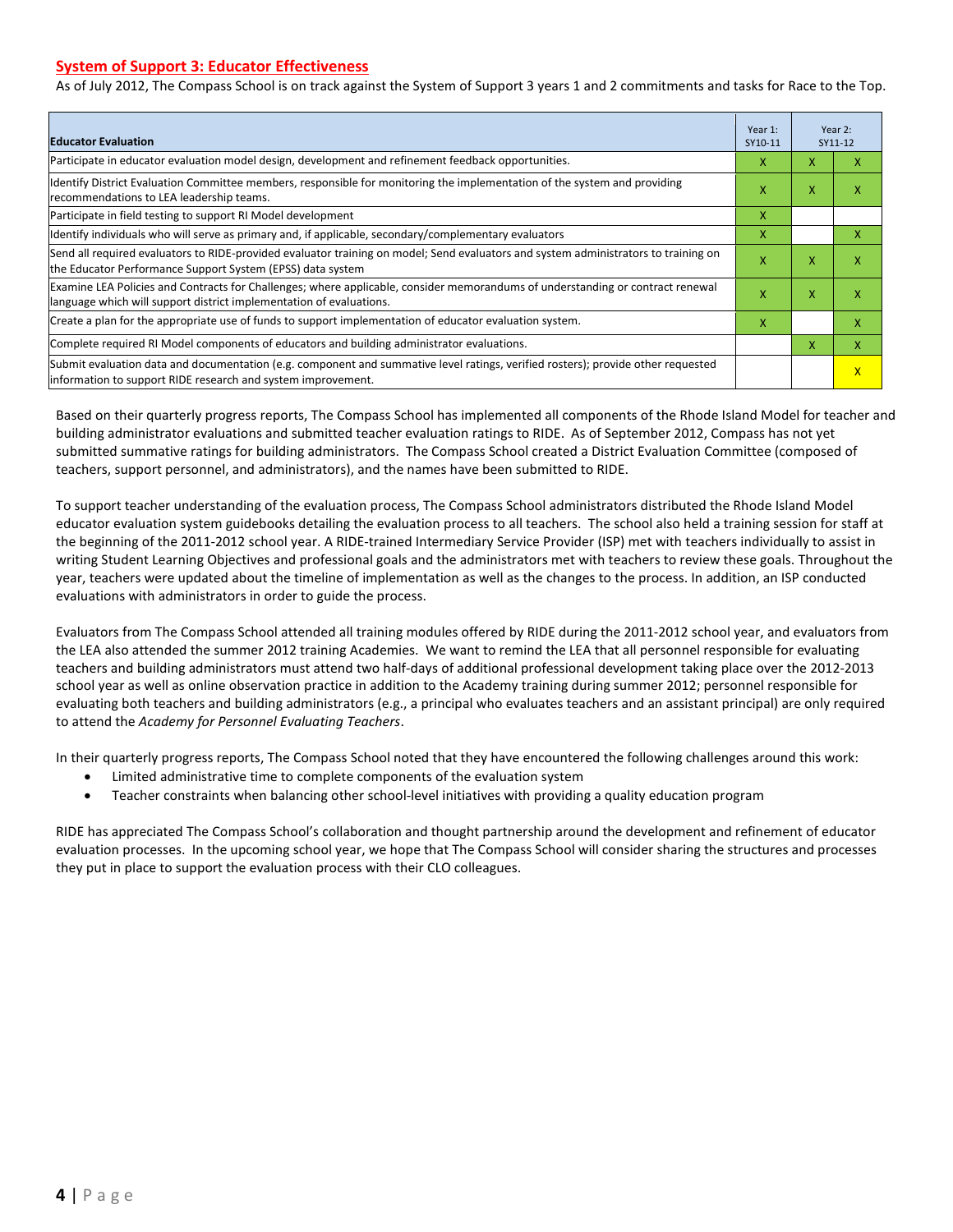## System of Support 3: Educator Effectiveness

As of July 2012, The Compass School is on track against the System of Support 3 years 1 and 2 commitments and tasks for Race to the Top.

| Educator Evaluation | Year 1: SY10-11 | Year 2: SY11-12 | |
|---|---|---|---|
| Participate in educator evaluation model design, development and refinement feedback opportunities. | X | X | X |
| Identify District Evaluation Committee members, responsible for monitoring the implementation of the system and providing recommendations to LEA leadership teams. | X | X | X |
| Participate in field testing to support RI Model development | X | | |
| Identify individuals who will serve as primary and, if applicable, secondary/complementary evaluators | X | | X |
| Send all required evaluators to RIDE-provided evaluator training on model; Send evaluators and system administrators to training on the Educator Performance Support System (EPSS) data system | X | X | X |
| Examine LEA Policies and Contracts for Challenges; where applicable, consider memorandums of understanding or contract renewal language which will support district implementation of evaluations. | X | X | X |
| Create a plan for the appropriate use of funds to support implementation of educator evaluation system. | X | | X |
| Complete required RI Model components of educators and building administrator evaluations. | | X | X |
| Submit evaluation data and documentation (e.g. component and summative level ratings, verified rosters); provide other requested information to support RIDE research and system improvement. | | | X |

Based on their quarterly progress reports, The Compass School has implemented all components of the Rhode Island Model for teacher and building administrator evaluations and submitted teacher evaluation ratings to RIDE. As of September 2012, Compass has not yet submitted summative ratings for building administrators. The Compass School created a District Evaluation Committee (composed of teachers, support personnel, and administrators), and the names have been submitted to RIDE.

To support teacher understanding of the evaluation process, The Compass School administrators distributed the Rhode Island Model educator evaluation system guidebooks detailing the evaluation process to all teachers. The school also held a training session for staff at the beginning of the 2011-2012 school year. A RIDE-trained Intermediary Service Provider (ISP) met with teachers individually to assist in writing Student Learning Objectives and professional goals and the administrators met with teachers to review these goals. Throughout the year, teachers were updated about the timeline of implementation as well as the changes to the process. In addition, an ISP conducted evaluations with administrators in order to guide the process.

Evaluators from The Compass School attended all training modules offered by RIDE during the 2011-2012 school year, and evaluators from the LEA also attended the summer 2012 training Academies. We want to remind the LEA that all personnel responsible for evaluating teachers and building administrators must attend two half-days of additional professional development taking place over the 2012-2013 school year as well as online observation practice in addition to the Academy training during summer 2012; personnel responsible for evaluating both teachers and building administrators (e.g., a principal who evaluates teachers and an assistant principal) are only required to attend the *Academy for Personnel Evaluating Teachers*.

In their quarterly progress reports, The Compass School noted that they have encountered the following challenges around this work:

- Limited administrative time to complete components of the evaluation system
- Teacher constraints when balancing other school-level initiatives with providing a quality education program

RIDE has appreciated The Compass School's collaboration and thought partnership around the development and refinement of educator evaluation processes. In the upcoming school year, we hope that The Compass School will consider sharing the structures and processes they put in place to support the evaluation process with their CLO colleagues.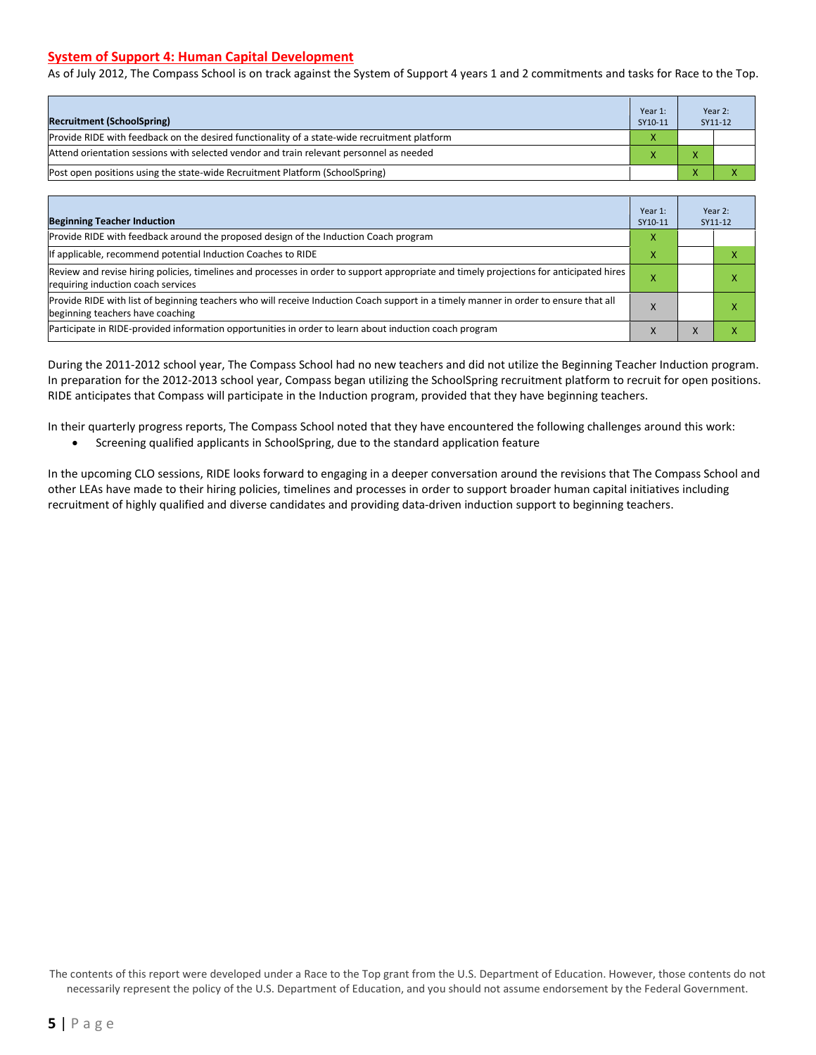## System of Support 4: Human Capital Development

As of July 2012, The Compass School is on track against the System of Support 4 years 1 and 2 commitments and tasks for Race to the Top.

| Recruitment (SchoolSpring) | Year 1: SY10-11 | Year 2: SY11-12 | |
|---|---|---|---|
| Provide RIDE with feedback on the desired functionality of a state-wide recruitment platform | X | | |
| Attend orientation sessions with selected vendor and train relevant personnel as needed | X | X | |
| Post open positions using the state-wide Recruitment Platform (SchoolSpring) | | X | X |

| Beginning Teacher Induction | Year 1: SY10-11 | Year 2: SY11-12 | |
|---|---|---|---|
| Provide RIDE with feedback around the proposed design of the Induction Coach program | X | | |
| If applicable, recommend potential Induction Coaches to RIDE | X | | X |
| Review and revise hiring policies, timelines and processes in order to support appropriate and timely projections for anticipated hires requiring induction coach services | X | | X |
| Provide RIDE with list of beginning teachers who will receive Induction Coach support in a timely manner in order to ensure that all beginning teachers have coaching | X | | X |
| Participate in RIDE-provided information opportunities in order to learn about induction coach program | X | X | X |

During the 2011-2012 school year, The Compass School had no new teachers and did not utilize the Beginning Teacher Induction program. In preparation for the 2012-2013 school year, Compass began utilizing the SchoolSpring recruitment platform to recruit for open positions. RIDE anticipates that Compass will participate in the Induction program, provided that they have beginning teachers.

In their quarterly progress reports, The Compass School noted that they have encountered the following challenges around this work:

- Screening qualified applicants in SchoolSpring, due to the standard application feature

In the upcoming CLO sessions, RIDE looks forward to engaging in a deeper conversation around the revisions that The Compass School and other LEAs have made to their hiring policies, timelines and processes in order to support broader human capital initiatives including recruitment of highly qualified and diverse candidates and providing data-driven induction support to beginning teachers.

The contents of this report were developed under a Race to the Top grant from the U.S. Department of Education. However, those contents do not necessarily represent the policy of the U.S. Department of Education, and you should not assume endorsement by the Federal Government.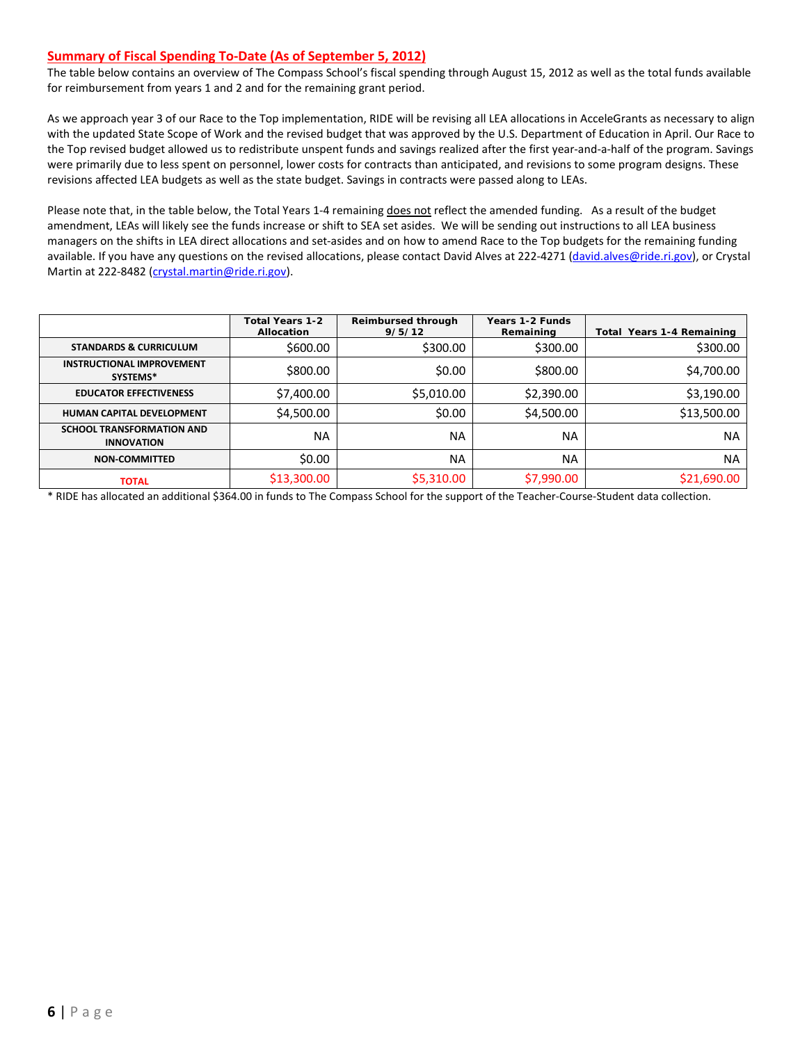## Summary of Fiscal Spending To-Date (As of September 5, 2012)

The table below contains an overview of The Compass School's fiscal spending through August 15, 2012 as well as the total funds available for reimbursement from years 1 and 2 and for the remaining grant period.

As we approach year 3 of our Race to the Top implementation, RIDE will be revising all LEA allocations in AcceleGrants as necessary to align with the updated State Scope of Work and the revised budget that was approved by the U.S. Department of Education in April. Our Race to the Top revised budget allowed us to redistribute unspent funds and savings realized after the first year-and-a-half of the program. Savings were primarily due to less spent on personnel, lower costs for contracts than anticipated, and revisions to some program designs. These revisions affected LEA budgets as well as the state budget. Savings in contracts were passed along to LEAs.

Please note that, in the table below, the Total Years 1-4 remaining does not reflect the amended funding. As a result of the budget amendment, LEAs will likely see the funds increase or shift to SEA set asides. We will be sending out instructions to all LEA business managers on the shifts in LEA direct allocations and set-asides and on how to amend Race to the Top budgets for the remaining funding available. If you have any questions on the revised allocations, please contact David Alves at 222-4271 (david.alves@ride.ri.gov), or Crystal Martin at 222-8482 (crystal.martin@ride.ri.gov).

| | Total Years 1-2 Allocation | Reimbursed through 9/5/12 | Years 1-2 Funds Remaining | Total Years 1-4 Remaining |
|---|---|---|---|---|
| STANDARDS & CURRICULUM | $600.00 | $300.00 | $300.00 | $300.00 |
| INSTRUCTIONAL IMPROVEMENT SYSTEMS* | $800.00 | $0.00 | $800.00 | $4,700.00 |
| EDUCATOR EFFECTIVENESS | $7,400.00 | $5,010.00 | $2,390.00 | $3,190.00 |
| HUMAN CAPITAL DEVELOPMENT | $4,500.00 | $0.00 | $4,500.00 | $13,500.00 |
| SCHOOL TRANSFORMATION AND INNOVATION | NA | NA | NA | NA |
| NON-COMMITTED | $0.00 | NA | NA | NA |
| **TOTAL** | $13,300.00 | $5,310.00 | $7,990.00 | $21,690.00 |

* RIDE has allocated an additional $364.00 in funds to The Compass School for the support of the Teacher-Course-Student data collection.